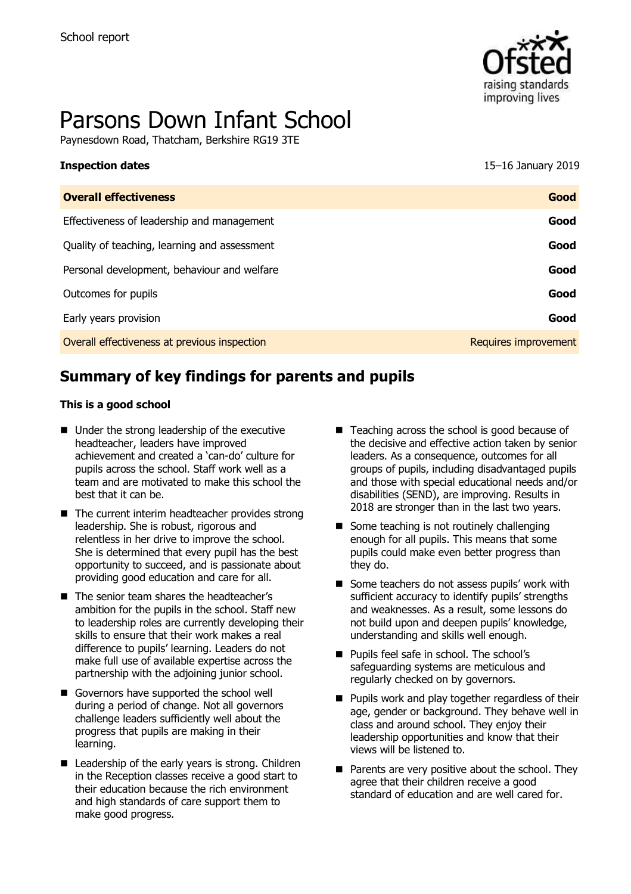School report

# Parsons Down Infant School

Paynesdown Road, Thatcham, Berkshire RG19 3TE

**Inspection dates** 15–16 January 2019

| **Overall effectiveness** | **Good** |
|---|---|
| Effectiveness of leadership and management | **Good** |
| Quality of teaching, learning and assessment | **Good** |
| Personal development, behaviour and welfare | **Good** |
| Outcomes for pupils | **Good** |
| Early years provision | **Good** |
| Overall effectiveness at previous inspection | Requires improvement |

## Summary of key findings for parents and pupils

**This is a good school**

- Under the strong leadership of the executive headteacher, leaders have improved achievement and created a 'can-do' culture for pupils across the school. Staff work well as a team and are motivated to make this school the best that it can be.
- The current interim headteacher provides strong leadership. She is robust, rigorous and relentless in her drive to improve the school. She is determined that every pupil has the best opportunity to succeed, and is passionate about providing good education and care for all.
- The senior team shares the headteacher's ambition for the pupils in the school. Staff new to leadership roles are currently developing their skills to ensure that their work makes a real difference to pupils' learning. Leaders do not make full use of available expertise across the partnership with the adjoining junior school.
- Governors have supported the school well during a period of change. Not all governors challenge leaders sufficiently well about the progress that pupils are making in their learning.
- Leadership of the early years is strong. Children in the Reception classes receive a good start to their education because the rich environment and high standards of care support them to make good progress.
- Teaching across the school is good because of the decisive and effective action taken by senior leaders. As a consequence, outcomes for all groups of pupils, including disadvantaged pupils and those with special educational needs and/or disabilities (SEND), are improving. Results in 2018 are stronger than in the last two years.
- Some teaching is not routinely challenging enough for all pupils. This means that some pupils could make even better progress than they do.
- Some teachers do not assess pupils' work with sufficient accuracy to identify pupils' strengths and weaknesses. As a result, some lessons do not build upon and deepen pupils' knowledge, understanding and skills well enough.
- Pupils feel safe in school. The school's safeguarding systems are meticulous and regularly checked on by governors.
- Pupils work and play together regardless of their age, gender or background. They behave well in class and around school. They enjoy their leadership opportunities and know that their views will be listened to.
- Parents are very positive about the school. They agree that their children receive a good standard of education and are well cared for.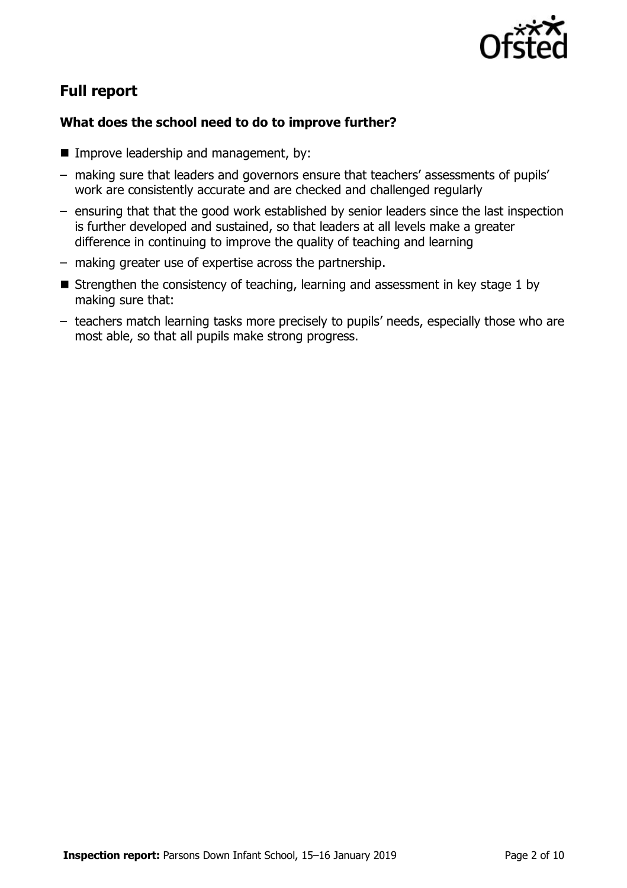## Full report

### What does the school need to do to improve further?

- Improve leadership and management, by:
  - making sure that leaders and governors ensure that teachers' assessments of pupils' work are consistently accurate and are checked and challenged regularly
  - ensuring that that the good work established by senior leaders since the last inspection is further developed and sustained, so that leaders at all levels make a greater difference in continuing to improve the quality of teaching and learning
  - making greater use of expertise across the partnership.
- Strengthen the consistency of teaching, learning and assessment in key stage 1 by making sure that:
  - teachers match learning tasks more precisely to pupils' needs, especially those who are most able, so that all pupils make strong progress.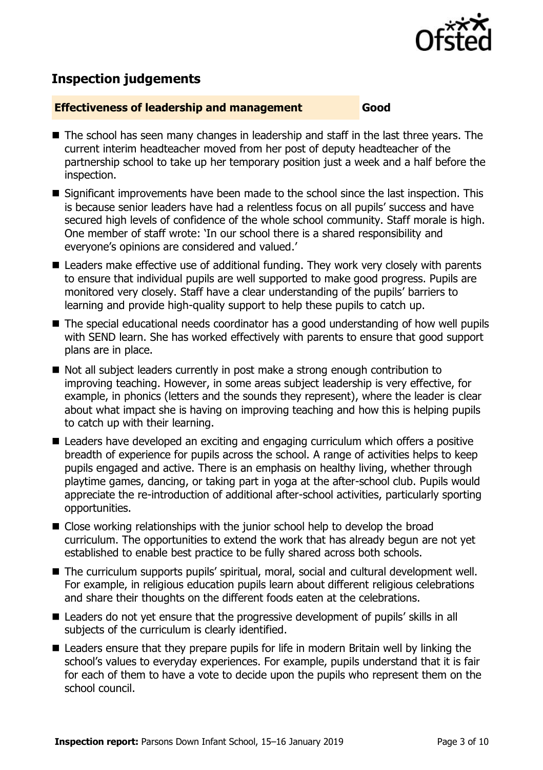## Inspection judgements

| **Effectiveness of leadership and management** | **Good** |
| --- | --- |

- The school has seen many changes in leadership and staff in the last three years. The current interim headteacher moved from her post of deputy headteacher of the partnership school to take up her temporary position just a week and a half before the inspection.
- Significant improvements have been made to the school since the last inspection. This is because senior leaders have had a relentless focus on all pupils' success and have secured high levels of confidence of the whole school community. Staff morale is high. One member of staff wrote: 'In our school there is a shared responsibility and everyone's opinions are considered and valued.'
- Leaders make effective use of additional funding. They work very closely with parents to ensure that individual pupils are well supported to make good progress. Pupils are monitored very closely. Staff have a clear understanding of the pupils' barriers to learning and provide high-quality support to help these pupils to catch up.
- The special educational needs coordinator has a good understanding of how well pupils with SEND learn. She has worked effectively with parents to ensure that good support plans are in place.
- Not all subject leaders currently in post make a strong enough contribution to improving teaching. However, in some areas subject leadership is very effective, for example, in phonics (letters and the sounds they represent), where the leader is clear about what impact she is having on improving teaching and how this is helping pupils to catch up with their learning.
- Leaders have developed an exciting and engaging curriculum which offers a positive breadth of experience for pupils across the school. A range of activities helps to keep pupils engaged and active. There is an emphasis on healthy living, whether through playtime games, dancing, or taking part in yoga at the after-school club. Pupils would appreciate the re-introduction of additional after-school activities, particularly sporting opportunities.
- Close working relationships with the junior school help to develop the broad curriculum. The opportunities to extend the work that has already begun are not yet established to enable best practice to be fully shared across both schools.
- The curriculum supports pupils' spiritual, moral, social and cultural development well. For example, in religious education pupils learn about different religious celebrations and share their thoughts on the different foods eaten at the celebrations.
- Leaders do not yet ensure that the progressive development of pupils' skills in all subjects of the curriculum is clearly identified.
- Leaders ensure that they prepare pupils for life in modern Britain well by linking the school's values to everyday experiences. For example, pupils understand that it is fair for each of them to have a vote to decide upon the pupils who represent them on the school council.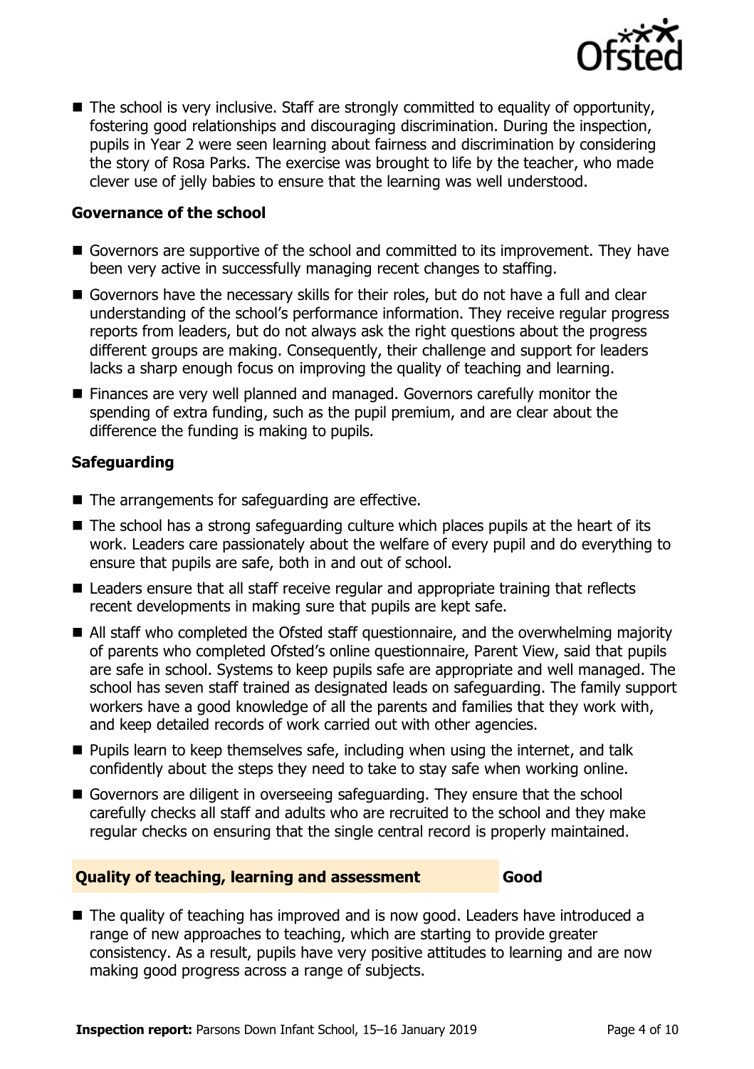- The school is very inclusive. Staff are strongly committed to equality of opportunity, fostering good relationships and discouraging discrimination. During the inspection, pupils in Year 2 were seen learning about fairness and discrimination by considering the story of Rosa Parks. The exercise was brought to life by the teacher, who made clever use of jelly babies to ensure that the learning was well understood.

### Governance of the school

- Governors are supportive of the school and committed to its improvement. They have been very active in successfully managing recent changes to staffing.
- Governors have the necessary skills for their roles, but do not have a full and clear understanding of the school's performance information. They receive regular progress reports from leaders, but do not always ask the right questions about the progress different groups are making. Consequently, their challenge and support for leaders lacks a sharp enough focus on improving the quality of teaching and learning.
- Finances are very well planned and managed. Governors carefully monitor the spending of extra funding, such as the pupil premium, and are clear about the difference the funding is making to pupils.

### Safeguarding

- The arrangements for safeguarding are effective.
- The school has a strong safeguarding culture which places pupils at the heart of its work. Leaders care passionately about the welfare of every pupil and do everything to ensure that pupils are safe, both in and out of school.
- Leaders ensure that all staff receive regular and appropriate training that reflects recent developments in making sure that pupils are kept safe.
- All staff who completed the Ofsted staff questionnaire, and the overwhelming majority of parents who completed Ofsted's online questionnaire, Parent View, said that pupils are safe in school. Systems to keep pupils safe are appropriate and well managed. The school has seven staff trained as designated leads on safeguarding. The family support workers have a good knowledge of all the parents and families that they work with, and keep detailed records of work carried out with other agencies.
- Pupils learn to keep themselves safe, including when using the internet, and talk confidently about the steps they need to take to stay safe when working online.
- Governors are diligent in overseeing safeguarding. They ensure that the school carefully checks all staff and adults who are recruited to the school and they make regular checks on ensuring that the single central record is properly maintained.

## Quality of teaching, learning and assessment — Good

- The quality of teaching has improved and is now good. Leaders have introduced a range of new approaches to teaching, which are starting to provide greater consistency. As a result, pupils have very positive attitudes to learning and are now making good progress across a range of subjects.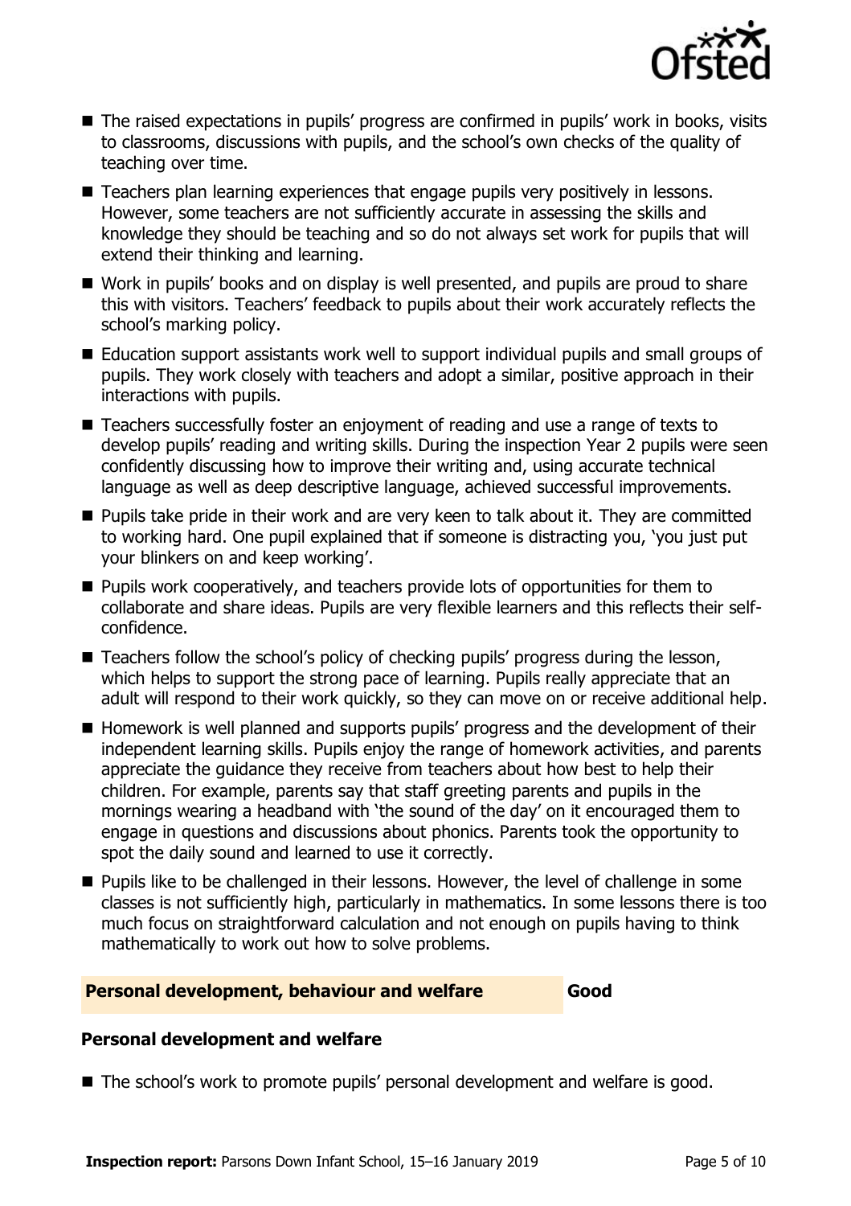- The raised expectations in pupils' progress are confirmed in pupils' work in books, visits to classrooms, discussions with pupils, and the school's own checks of the quality of teaching over time.
- Teachers plan learning experiences that engage pupils very positively in lessons. However, some teachers are not sufficiently accurate in assessing the skills and knowledge they should be teaching and so do not always set work for pupils that will extend their thinking and learning.
- Work in pupils' books and on display is well presented, and pupils are proud to share this with visitors. Teachers' feedback to pupils about their work accurately reflects the school's marking policy.
- Education support assistants work well to support individual pupils and small groups of pupils. They work closely with teachers and adopt a similar, positive approach in their interactions with pupils.
- Teachers successfully foster an enjoyment of reading and use a range of texts to develop pupils' reading and writing skills. During the inspection Year 2 pupils were seen confidently discussing how to improve their writing and, using accurate technical language as well as deep descriptive language, achieved successful improvements.
- Pupils take pride in their work and are very keen to talk about it. They are committed to working hard. One pupil explained that if someone is distracting you, 'you just put your blinkers on and keep working'.
- Pupils work cooperatively, and teachers provide lots of opportunities for them to collaborate and share ideas. Pupils are very flexible learners and this reflects their self-confidence.
- Teachers follow the school's policy of checking pupils' progress during the lesson, which helps to support the strong pace of learning. Pupils really appreciate that an adult will respond to their work quickly, so they can move on or receive additional help.
- Homework is well planned and supports pupils' progress and the development of their independent learning skills. Pupils enjoy the range of homework activities, and parents appreciate the guidance they receive from teachers about how best to help their children. For example, parents say that staff greeting parents and pupils in the mornings wearing a headband with 'the sound of the day' on it encouraged them to engage in questions and discussions about phonics. Parents took the opportunity to spot the daily sound and learned to use it correctly.
- Pupils like to be challenged in their lessons. However, the level of challenge in some classes is not sufficiently high, particularly in mathematics. In some lessons there is too much focus on straightforward calculation and not enough on pupils having to think mathematically to work out how to solve problems.

## Personal development, behaviour and welfare — Good

### Personal development and welfare

- The school's work to promote pupils' personal development and welfare is good.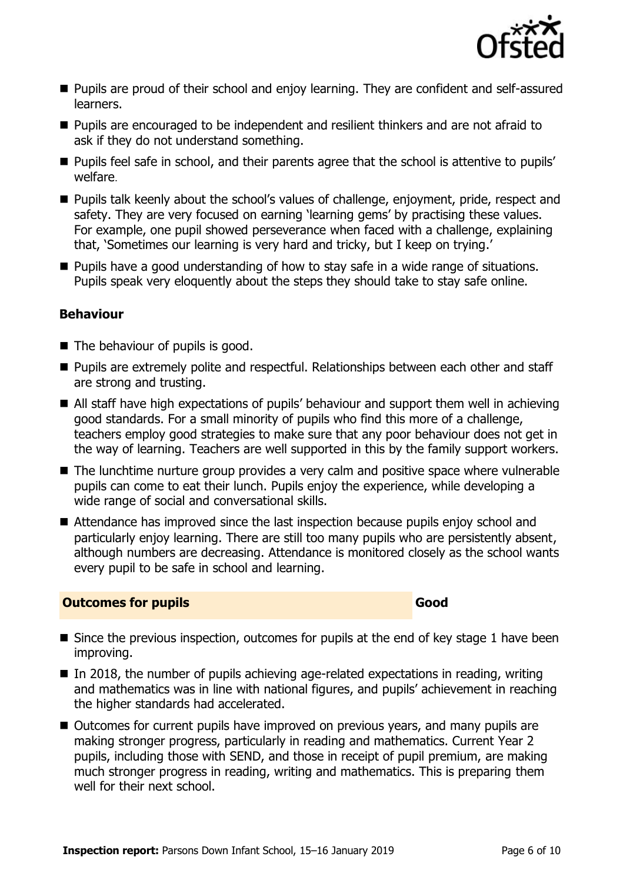- Pupils are proud of their school and enjoy learning. They are confident and self-assured learners.
- Pupils are encouraged to be independent and resilient thinkers and are not afraid to ask if they do not understand something.
- Pupils feel safe in school, and their parents agree that the school is attentive to pupils' welfare.
- Pupils talk keenly about the school's values of challenge, enjoyment, pride, respect and safety. They are very focused on earning 'learning gems' by practising these values. For example, one pupil showed perseverance when faced with a challenge, explaining that, 'Sometimes our learning is very hard and tricky, but I keep on trying.'
- Pupils have a good understanding of how to stay safe in a wide range of situations. Pupils speak very eloquently about the steps they should take to stay safe online.

### Behaviour

- The behaviour of pupils is good.
- Pupils are extremely polite and respectful. Relationships between each other and staff are strong and trusting.
- All staff have high expectations of pupils' behaviour and support them well in achieving good standards. For a small minority of pupils who find this more of a challenge, teachers employ good strategies to make sure that any poor behaviour does not get in the way of learning. Teachers are well supported in this by the family support workers.
- The lunchtime nurture group provides a very calm and positive space where vulnerable pupils can come to eat their lunch. Pupils enjoy the experience, while developing a wide range of social and conversational skills.
- Attendance has improved since the last inspection because pupils enjoy school and particularly enjoy learning. There are still too many pupils who are persistently absent, although numbers are decreasing. Attendance is monitored closely as the school wants every pupil to be safe in school and learning.

## Outcomes for pupils — Good

- Since the previous inspection, outcomes for pupils at the end of key stage 1 have been improving.
- In 2018, the number of pupils achieving age-related expectations in reading, writing and mathematics was in line with national figures, and pupils' achievement in reaching the higher standards had accelerated.
- Outcomes for current pupils have improved on previous years, and many pupils are making stronger progress, particularly in reading and mathematics. Current Year 2 pupils, including those with SEND, and those in receipt of pupil premium, are making much stronger progress in reading, writing and mathematics. This is preparing them well for their next school.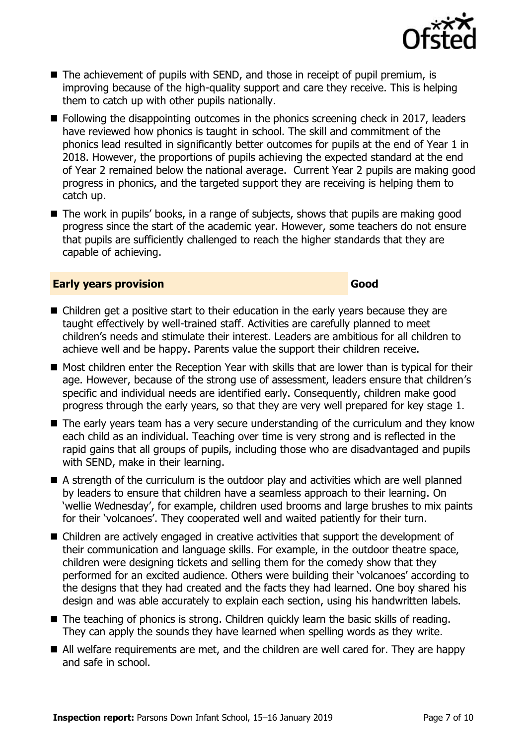- The achievement of pupils with SEND, and those in receipt of pupil premium, is improving because of the high-quality support and care they receive. This is helping them to catch up with other pupils nationally.
- Following the disappointing outcomes in the phonics screening check in 2017, leaders have reviewed how phonics is taught in school. The skill and commitment of the phonics lead resulted in significantly better outcomes for pupils at the end of Year 1 in 2018. However, the proportions of pupils achieving the expected standard at the end of Year 2 remained below the national average. Current Year 2 pupils are making good progress in phonics, and the targeted support they are receiving is helping them to catch up.
- The work in pupils' books, in a range of subjects, shows that pupils are making good progress since the start of the academic year. However, some teachers do not ensure that pupils are sufficiently challenged to reach the higher standards that they are capable of achieving.

## Early years provision — Good

- Children get a positive start to their education in the early years because they are taught effectively by well-trained staff. Activities are carefully planned to meet children's needs and stimulate their interest. Leaders are ambitious for all children to achieve well and be happy. Parents value the support their children receive.
- Most children enter the Reception Year with skills that are lower than is typical for their age. However, because of the strong use of assessment, leaders ensure that children's specific and individual needs are identified early. Consequently, children make good progress through the early years, so that they are very well prepared for key stage 1.
- The early years team has a very secure understanding of the curriculum and they know each child as an individual. Teaching over time is very strong and is reflected in the rapid gains that all groups of pupils, including those who are disadvantaged and pupils with SEND, make in their learning.
- A strength of the curriculum is the outdoor play and activities which are well planned by leaders to ensure that children have a seamless approach to their learning. On 'wellie Wednesday', for example, children used brooms and large brushes to mix paints for their 'volcanoes'. They cooperated well and waited patiently for their turn.
- Children are actively engaged in creative activities that support the development of their communication and language skills. For example, in the outdoor theatre space, children were designing tickets and selling them for the comedy show that they performed for an excited audience. Others were building their 'volcanoes' according to the designs that they had created and the facts they had learned. One boy shared his design and was able accurately to explain each section, using his handwritten labels.
- The teaching of phonics is strong. Children quickly learn the basic skills of reading. They can apply the sounds they have learned when spelling words as they write.
- All welfare requirements are met, and the children are well cared for. They are happy and safe in school.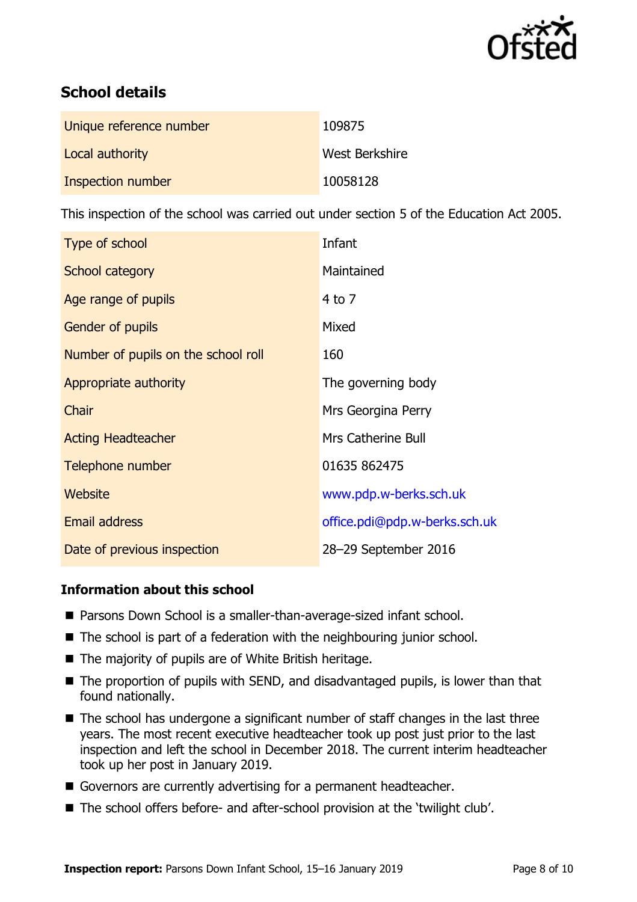## School details

| | |
|---|---|
| Unique reference number | 109875 |
| Local authority | West Berkshire |
| Inspection number | 10058128 |

This inspection of the school was carried out under section 5 of the Education Act 2005.

| | |
|---|---|
| Type of school | Infant |
| School category | Maintained |
| Age range of pupils | 4 to 7 |
| Gender of pupils | Mixed |
| Number of pupils on the school roll | 160 |
| Appropriate authority | The governing body |
| Chair | Mrs Georgina Perry |
| Acting Headteacher | Mrs Catherine Bull |
| Telephone number | 01635 862475 |
| Website | www.pdp.w-berks.sch.uk |
| Email address | office.pdi@pdp.w-berks.sch.uk |
| Date of previous inspection | 28–29 September 2016 |

### Information about this school

- Parsons Down School is a smaller-than-average-sized infant school.
- The school is part of a federation with the neighbouring junior school.
- The majority of pupils are of White British heritage.
- The proportion of pupils with SEND, and disadvantaged pupils, is lower than that found nationally.
- The school has undergone a significant number of staff changes in the last three years. The most recent executive headteacher took up post just prior to the last inspection and left the school in December 2018. The current interim headteacher took up her post in January 2019.
- Governors are currently advertising for a permanent headteacher.
- The school offers before- and after-school provision at the 'twilight club'.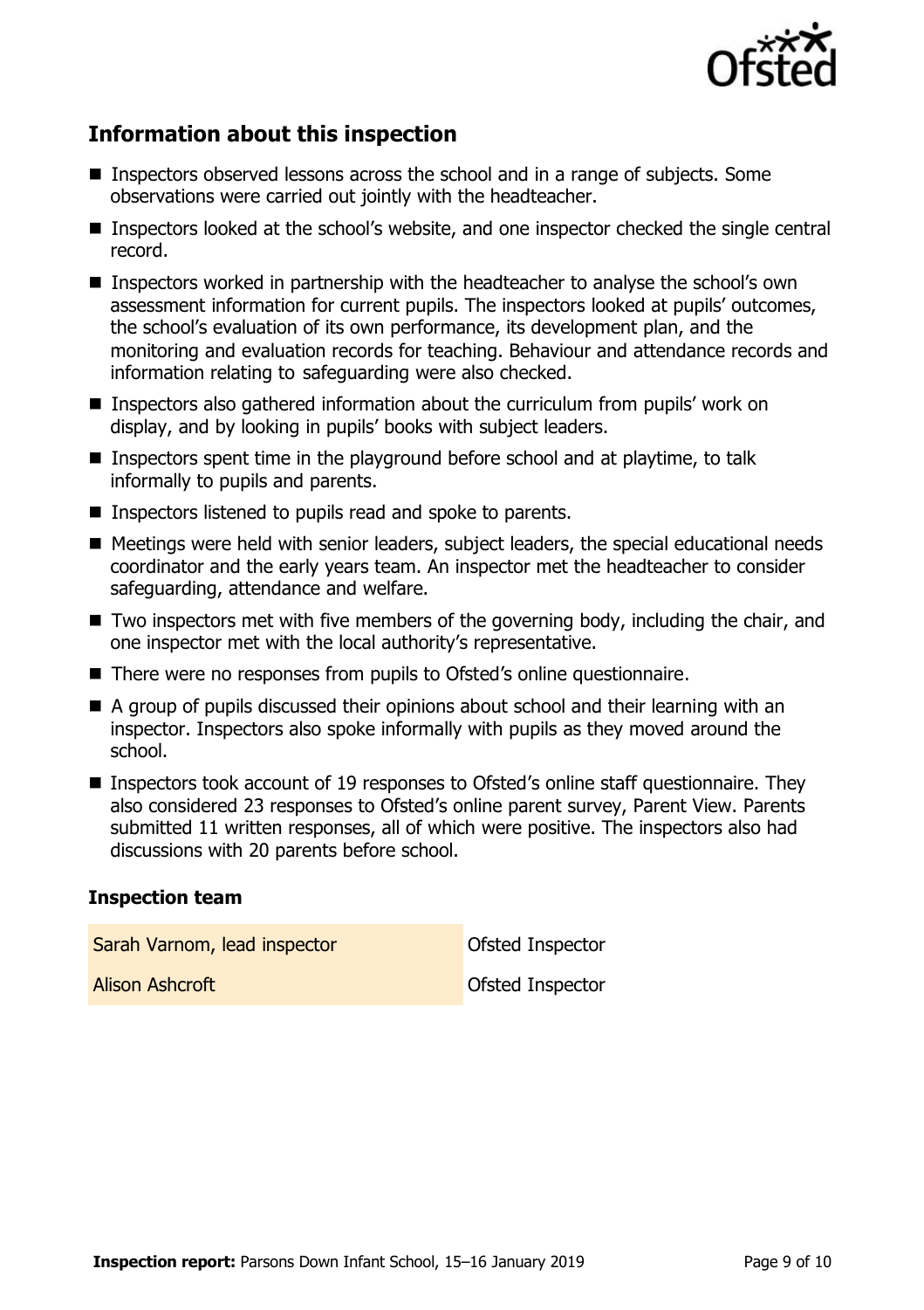## Information about this inspection

- Inspectors observed lessons across the school and in a range of subjects. Some observations were carried out jointly with the headteacher.
- Inspectors looked at the school's website, and one inspector checked the single central record.
- Inspectors worked in partnership with the headteacher to analyse the school's own assessment information for current pupils. The inspectors looked at pupils' outcomes, the school's evaluation of its own performance, its development plan, and the monitoring and evaluation records for teaching. Behaviour and attendance records and information relating to safeguarding were also checked.
- Inspectors also gathered information about the curriculum from pupils' work on display, and by looking in pupils' books with subject leaders.
- Inspectors spent time in the playground before school and at playtime, to talk informally to pupils and parents.
- Inspectors listened to pupils read and spoke to parents.
- Meetings were held with senior leaders, subject leaders, the special educational needs coordinator and the early years team. An inspector met the headteacher to consider safeguarding, attendance and welfare.
- Two inspectors met with five members of the governing body, including the chair, and one inspector met with the local authority's representative.
- There were no responses from pupils to Ofsted's online questionnaire.
- A group of pupils discussed their opinions about school and their learning with an inspector. Inspectors also spoke informally with pupils as they moved around the school.
- Inspectors took account of 19 responses to Ofsted's online staff questionnaire. They also considered 23 responses to Ofsted's online parent survey, Parent View. Parents submitted 11 written responses, all of which were positive. The inspectors also had discussions with 20 parents before school.

### Inspection team

| | |
|---|---|
| Sarah Varnom, lead inspector | Ofsted Inspector |
| Alison Ashcroft | Ofsted Inspector |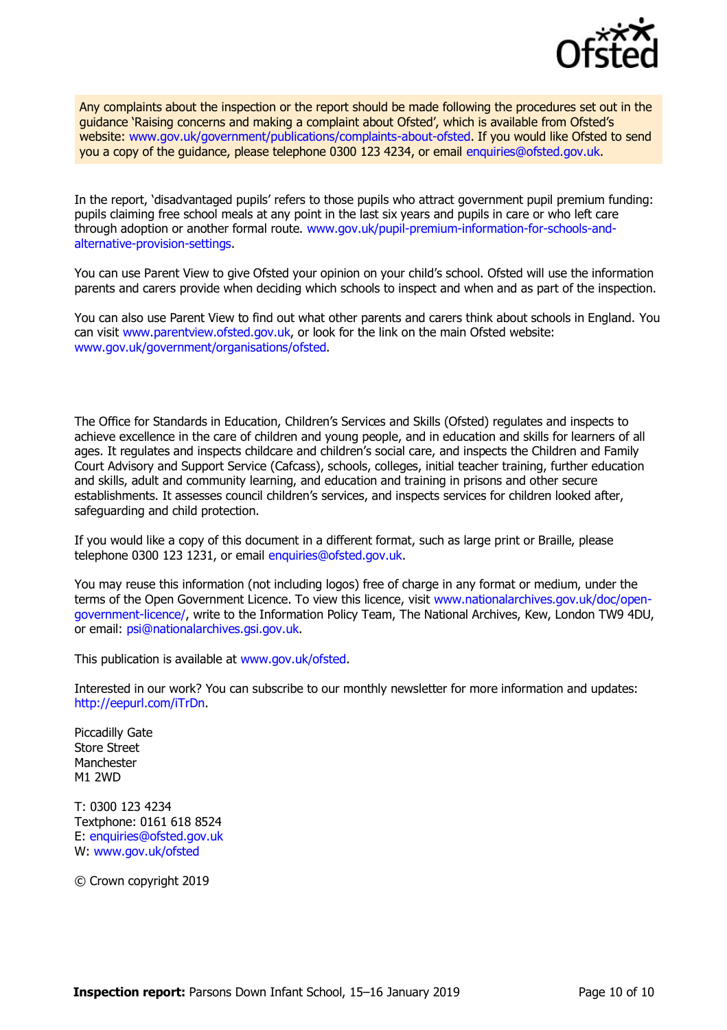Any complaints about the inspection or the report should be made following the procedures set out in the guidance 'Raising concerns and making a complaint about Ofsted', which is available from Ofsted's website: www.gov.uk/government/publications/complaints-about-ofsted. If you would like Ofsted to send you a copy of the guidance, please telephone 0300 123 4234, or email enquiries@ofsted.gov.uk.

In the report, 'disadvantaged pupils' refers to those pupils who attract government pupil premium funding: pupils claiming free school meals at any point in the last six years and pupils in care or who left care through adoption or another formal route. www.gov.uk/pupil-premium-information-for-schools-and-alternative-provision-settings.

You can use Parent View to give Ofsted your opinion on your child's school. Ofsted will use the information parents and carers provide when deciding which schools to inspect and when and as part of the inspection.

You can also use Parent View to find out what other parents and carers think about schools in England. You can visit www.parentview.ofsted.gov.uk, or look for the link on the main Ofsted website: www.gov.uk/government/organisations/ofsted.

The Office for Standards in Education, Children's Services and Skills (Ofsted) regulates and inspects to achieve excellence in the care of children and young people, and in education and skills for learners of all ages. It regulates and inspects childcare and children's social care, and inspects the Children and Family Court Advisory and Support Service (Cafcass), schools, colleges, initial teacher training, further education and skills, adult and community learning, and education and training in prisons and other secure establishments. It assesses council children's services, and inspects services for children looked after, safeguarding and child protection.

If you would like a copy of this document in a different format, such as large print or Braille, please telephone 0300 123 1231, or email enquiries@ofsted.gov.uk.

You may reuse this information (not including logos) free of charge in any format or medium, under the terms of the Open Government Licence. To view this licence, visit www.nationalarchives.gov.uk/doc/open-government-licence/, write to the Information Policy Team, The National Archives, Kew, London TW9 4DU, or email: psi@nationalarchives.gsi.gov.uk.

This publication is available at www.gov.uk/ofsted.

Interested in our work? You can subscribe to our monthly newsletter for more information and updates: http://eepurl.com/iTrDn.

Piccadilly Gate
Store Street
Manchester
M1 2WD

T: 0300 123 4234
Textphone: 0161 618 8524
E: enquiries@ofsted.gov.uk
W: www.gov.uk/ofsted

© Crown copyright 2019